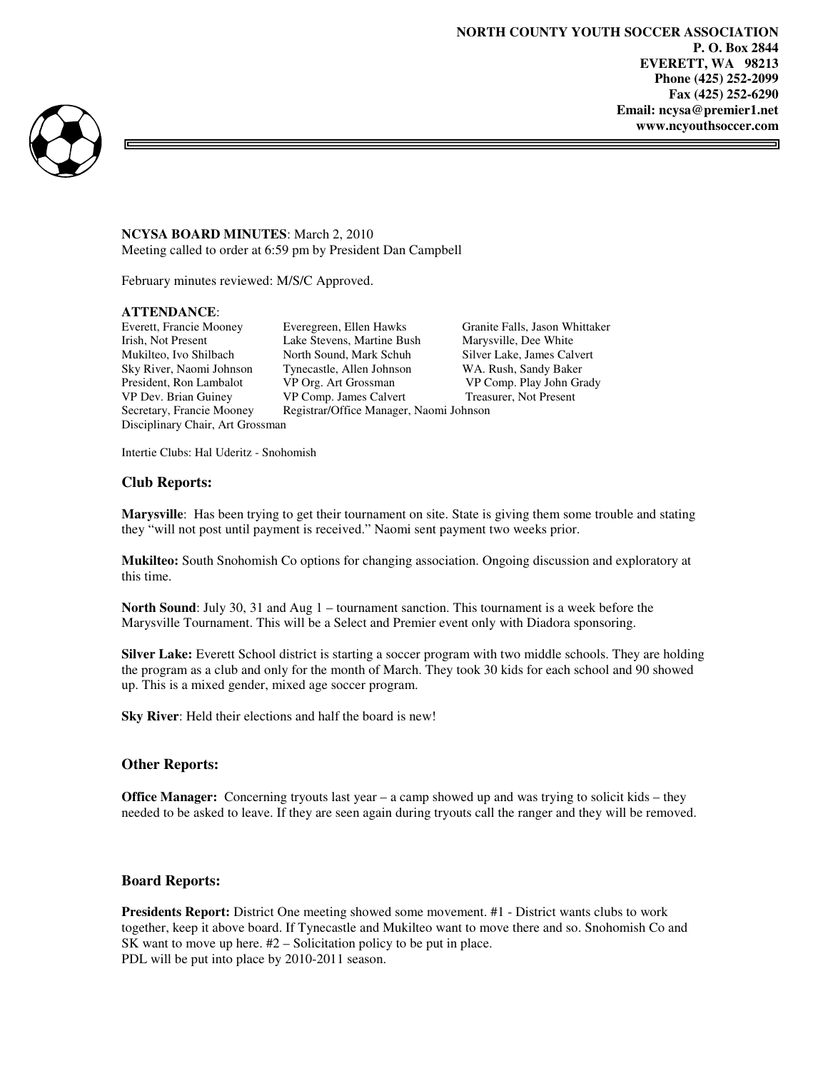**NORTH COUNTY YOUTH SOCCER ASSOCIATION**
**P. O. Box 2844**
**EVERETT, WA 98213**
**Phone (425) 252-2099**
**Fax (425) 252-6290**
**Email: ncysa@premier1.net**
**www.ncyouthsoccer.com**

**NCYSA BOARD MINUTES**: March 2, 2010
Meeting called to order at 6:59 pm by President Dan Campbell

February minutes reviewed: M/S/C Approved.

**ATTENDANCE**:

| | | |
|---|---|---|
| Everett, Francie Mooney | Everegreen, Ellen Hawks | Granite Falls, Jason Whittaker |
| Irish, Not Present | Lake Stevens, Martine Bush | Marysville, Dee White |
| Mukilteo, Ivo Shilbach | North Sound, Mark Schuh | Silver Lake, James Calvert |
| Sky River, Naomi Johnson | Tynecastle, Allen Johnson | WA. Rush, Sandy Baker |
| President, Ron Lambalot | VP Org. Art Grossman | VP Comp. Play John Grady |
| VP Dev. Brian Guiney | VP Comp. James Calvert | Treasurer, Not Present |
| Secretary, Francie Mooney | Registrar/Office Manager, Naomi Johnson | |
| Disciplinary Chair, Art Grossman | | |

Intertie Clubs: Hal Uderitz - Snohomish

## Club Reports:

**Marysville**: Has been trying to get their tournament on site. State is giving them some trouble and stating they "will not post until payment is received." Naomi sent payment two weeks prior.

**Mukilteo:** South Snohomish Co options for changing association. Ongoing discussion and exploratory at this time.

**North Sound**: July 30, 31 and Aug 1 – tournament sanction. This tournament is a week before the Marysville Tournament. This will be a Select and Premier event only with Diadora sponsoring.

**Silver Lake:** Everett School district is starting a soccer program with two middle schools. They are holding the program as a club and only for the month of March. They took 30 kids for each school and 90 showed up. This is a mixed gender, mixed age soccer program.

**Sky River**: Held their elections and half the board is new!

## Other Reports:

**Office Manager:** Concerning tryouts last year – a camp showed up and was trying to solicit kids – they needed to be asked to leave. If they are seen again during tryouts call the ranger and they will be removed.

## Board Reports:

**Presidents Report:** District One meeting showed some movement. #1 - District wants clubs to work together, keep it above board. If Tynecastle and Mukilteo want to move there and so. Snohomish Co and SK want to move up here. #2 – Solicitation policy to be put in place.
PDL will be put into place by 2010-2011 season.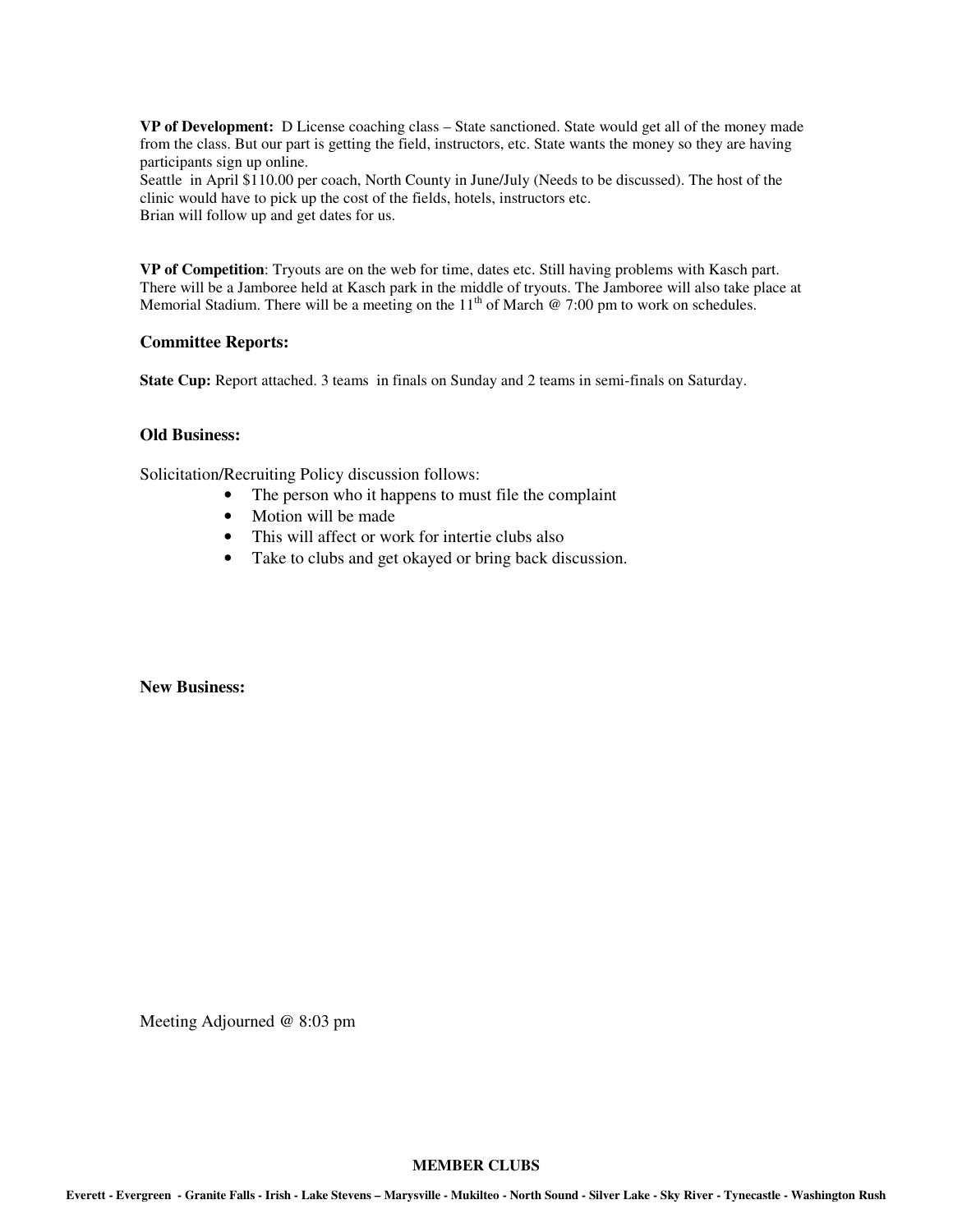**VP of Development:** D License coaching class – State sanctioned. State would get all of the money made from the class. But our part is getting the field, instructors, etc. State wants the money so they are having participants sign up online.
Seattle in April $110.00 per coach, North County in June/July (Needs to be discussed). The host of the clinic would have to pick up the cost of the fields, hotels, instructors etc.
Brian will follow up and get dates for us.

**VP of Competition**: Tryouts are on the web for time, dates etc. Still having problems with Kasch part. There will be a Jamboree held at Kasch park in the middle of tryouts. The Jamboree will also take place at Memorial Stadium. There will be a meeting on the 11th of March @ 7:00 pm to work on schedules.

### Committee Reports:

**State Cup:** Report attached. 3 teams in finals on Sunday and 2 teams in semi-finals on Saturday.

### Old Business:

Solicitation/Recruiting Policy discussion follows:

- The person who it happens to must file the complaint
- Motion will be made
- This will affect or work for intertie clubs also
- Take to clubs and get okayed or bring back discussion.

### New Business:

Meeting Adjourned @ 8:03 pm

**MEMBER CLUBS**

**Everett - Evergreen - Granite Falls - Irish - Lake Stevens – Marysville - Mukilteo - North Sound - Silver Lake - Sky River - Tynecastle - Washington Rush**